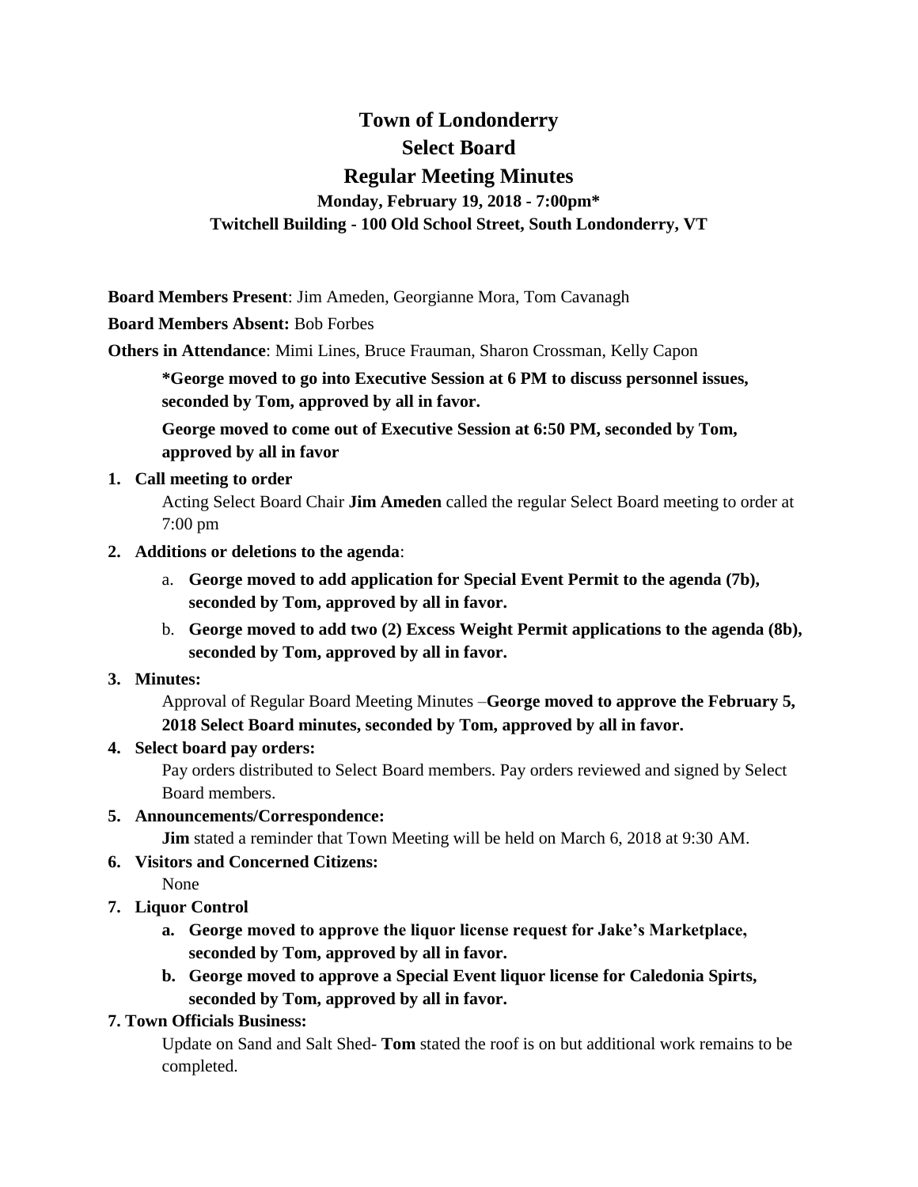# Town of Londonderry
# Select Board
# Regular Meeting Minutes

### Monday, February 19, 2018 - 7:00pm*
### Twitchell Building - 100 Old School Street, South Londonderry, VT

**Board Members Present**: Jim Ameden, Georgianne Mora, Tom Cavanagh

**Board Members Absent:** Bob Forbes

**Others in Attendance**: Mimi Lines, Bruce Frauman, Sharon Crossman, Kelly Capon

> **\*George moved to go into Executive Session at 6 PM to discuss personnel issues, seconded by Tom, approved by all in favor.**
>
> **George moved to come out of Executive Session at 6:50 PM, seconded by Tom, approved by all in favor**

1. **Call meeting to order**

   Acting Select Board Chair **Jim Ameden** called the regular Select Board meeting to order at 7:00 pm

2. **Additions or deletions to the agenda**:
   a. **George moved to add application for Special Event Permit to the agenda (7b), seconded by Tom, approved by all in favor.**
   b. **George moved to add two (2) Excess Weight Permit applications to the agenda (8b), seconded by Tom, approved by all in favor.**

3. **Minutes:**

   Approval of Regular Board Meeting Minutes –**George moved to approve the February 5, 2018 Select Board minutes, seconded by Tom, approved by all in favor.**

4. **Select board pay orders:**

   Pay orders distributed to Select Board members. Pay orders reviewed and signed by Select Board members.

5. **Announcements/Correspondence:**

   **Jim** stated a reminder that Town Meeting will be held on March 6, 2018 at 9:30 AM.

6. **Visitors and Concerned Citizens:**

   None

7. **Liquor Control**
   a. **George moved to approve the liquor license request for Jake's Marketplace, seconded by Tom, approved by all in favor.**
   b. **George moved to approve a Special Event liquor license for Caledonia Spirts, seconded by Tom, approved by all in favor.**

**7. Town Officials Business:**

Update on Sand and Salt Shed- **Tom** stated the roof is on but additional work remains to be completed.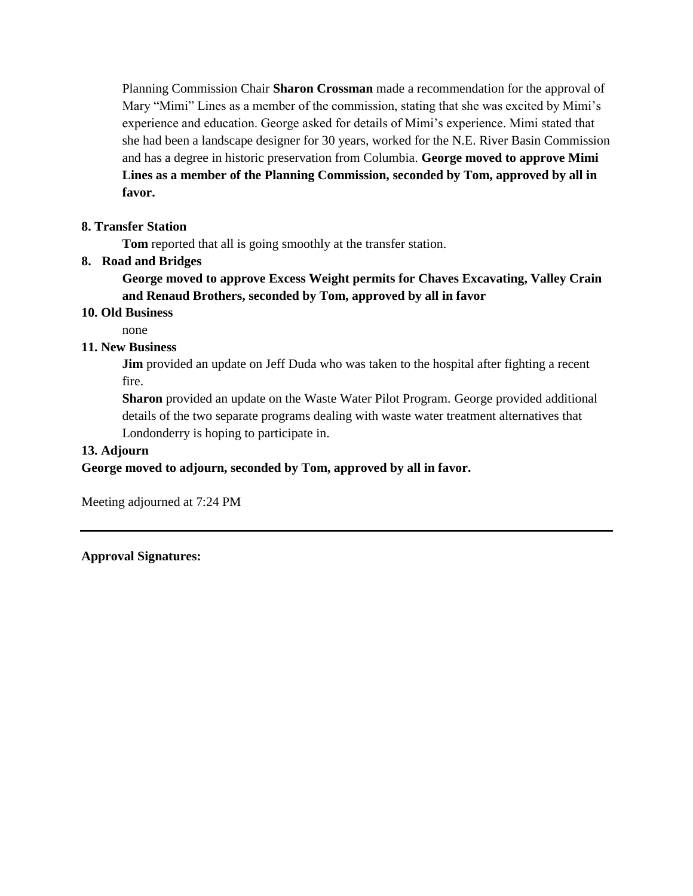Planning Commission Chair **Sharon Crossman** made a recommendation for the approval of Mary "Mimi" Lines as a member of the commission, stating that she was excited by Mimi's experience and education. George asked for details of Mimi's experience. Mimi stated that she had been a landscape designer for 30 years, worked for the N.E. River Basin Commission and has a degree in historic preservation from Columbia. **George moved to approve Mimi Lines as a member of the Planning Commission, seconded by Tom, approved by all in favor.**

**8. Transfer Station**

**Tom** reported that all is going smoothly at the transfer station.

**8. Road and Bridges**

**George moved to approve Excess Weight permits for Chaves Excavating, Valley Crain and Renaud Brothers, seconded by Tom, approved by all in favor**

**10. Old Business**

none

**11. New Business**

**Jim** provided an update on Jeff Duda who was taken to the hospital after fighting a recent fire.

**Sharon** provided an update on the Waste Water Pilot Program. George provided additional details of the two separate programs dealing with waste water treatment alternatives that Londonderry is hoping to participate in.

**13. Adjourn**

**George moved to adjourn, seconded by Tom, approved by all in favor.**

Meeting adjourned at 7:24 PM

---

**Approval Signatures:**